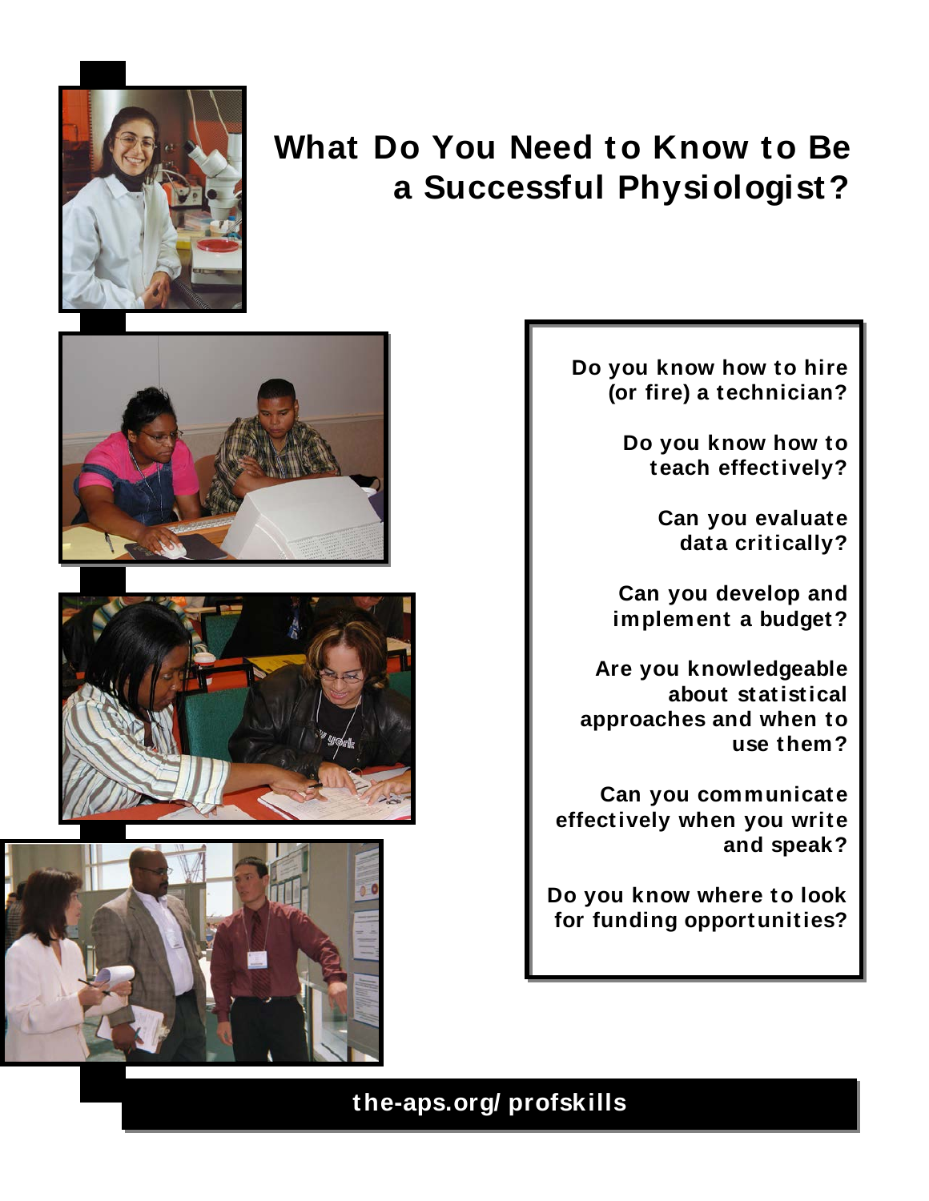# What Do You Need to Know to Be a Successful Physiologist?

**Do you know how to hire (or fire) a technician?**

**Do you know how to teach effectively?**

**Can you evaluate data critically?**

**Can you develop and implement a budget?**

**Are you knowledgeable about statistical approaches and when to use them?**

**Can you communicate effectively when you write and speak?**

**Do you know where to look for funding opportunities?**

**the-aps.org/ profskills**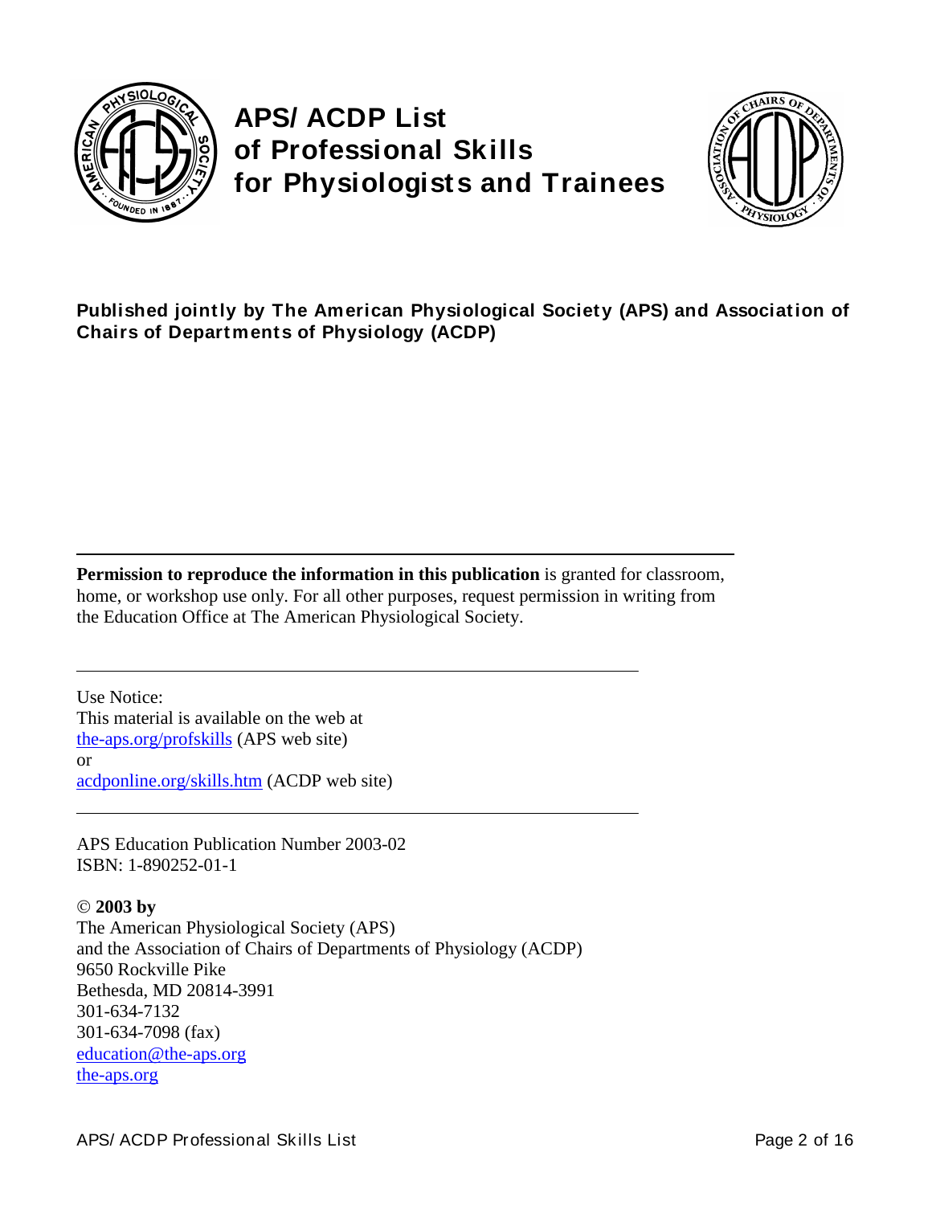# APS/ACDP List of Professional Skills for Physiologists and Trainees

**Published jointly by The American Physiological Society (APS) and Association of Chairs of Departments of Physiology (ACDP)**

---

**Permission to reproduce the information in this publication** is granted for classroom, home, or workshop use only. For all other purposes, request permission in writing from the Education Office at The American Physiological Society.

---

Use Notice:
This material is available on the web at
the-aps.org/profskills (APS web site)
or
acdponline.org/skills.htm (ACDP web site)

---

APS Education Publication Number 2003-02
ISBN: 1-890252-01-1

© **2003 by**
The American Physiological Society (APS)
and the Association of Chairs of Departments of Physiology (ACDP)
9650 Rockville Pike
Bethesda, MD 20814-3991
301-634-7132
301-634-7098 (fax)
education@the-aps.org
the-aps.org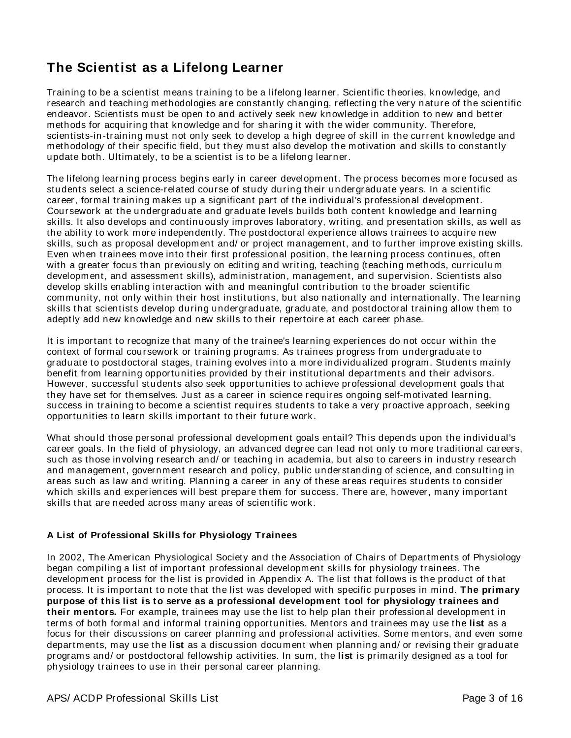## The Scientist as a Lifelong Learner

Training to be a scientist means training to be a lifelong learner. Scientific theories, knowledge, and research and teaching methodologies are constantly changing, reflecting the very nature of the scientific endeavor. Scientists must be open to and actively seek new knowledge in addition to new and better methods for acquiring that knowledge and for sharing it with the wider community. Therefore, scientists-in-training must not only seek to develop a high degree of skill in the current knowledge and methodology of their specific field, but they must also develop the motivation and skills to constantly update both. Ultimately, to be a scientist is to be a lifelong learner.

The lifelong learning process begins early in career development. The process becomes more focused as students select a science-related course of study during their undergraduate years. In a scientific career, formal training makes up a significant part of the individual's professional development. Coursework at the undergraduate and graduate levels builds both content knowledge and learning skills. It also develops and continuously improves laboratory, writing, and presentation skills, as well as the ability to work more independently. The postdoctoral experience allows trainees to acquire new skills, such as proposal development and/or project management, and to further improve existing skills. Even when trainees move into their first professional position, the learning process continues, often with a greater focus than previously on editing and writing, teaching (teaching methods, curriculum development, and assessment skills), administration, management, and supervision. Scientists also develop skills enabling interaction with and meaningful contribution to the broader scientific community, not only within their host institutions, but also nationally and internationally. The learning skills that scientists develop during undergraduate, graduate, and postdoctoral training allow them to adeptly add new knowledge and new skills to their repertoire at each career phase.

It is important to recognize that many of the trainee's learning experiences do not occur within the context of formal coursework or training programs. As trainees progress from undergraduate to graduate to postdoctoral stages, training evolves into a more individualized program. Students mainly benefit from learning opportunities provided by their institutional departments and their advisors. However, successful students also seek opportunities to achieve professional development goals that they have set for themselves. Just as a career in science requires ongoing self-motivated learning, success in training to become a scientist requires students to take a very proactive approach, seeking opportunities to learn skills important to their future work.

What should those personal professional development goals entail? This depends upon the individual's career goals. In the field of physiology, an advanced degree can lead not only to more traditional careers, such as those involving research and/or teaching in academia, but also to careers in industry research and management, government research and policy, public understanding of science, and consulting in areas such as law and writing. Planning a career in any of these areas requires students to consider which skills and experiences will best prepare them for success. There are, however, many important skills that are needed across many areas of scientific work.

### A List of Professional Skills for Physiology Trainees

In 2002, The American Physiological Society and the Association of Chairs of Departments of Physiology began compiling a list of important professional development skills for physiology trainees. The development process for the list is provided in Appendix A. The list that follows is the product of that process. It is important to note that the list was developed with specific purposes in mind. **The primary purpose of this list is to serve as a professional development tool for physiology trainees and their mentors.** For example, trainees may use the list to help plan their professional development in terms of both formal and informal training opportunities. Mentors and trainees may use the **list** as a focus for their discussions on career planning and professional activities. Some mentors, and even some departments, may use the **list** as a discussion document when planning and/or revising their graduate programs and/or postdoctoral fellowship activities. In sum, the **list** is primarily designed as a tool for physiology trainees to use in their personal career planning.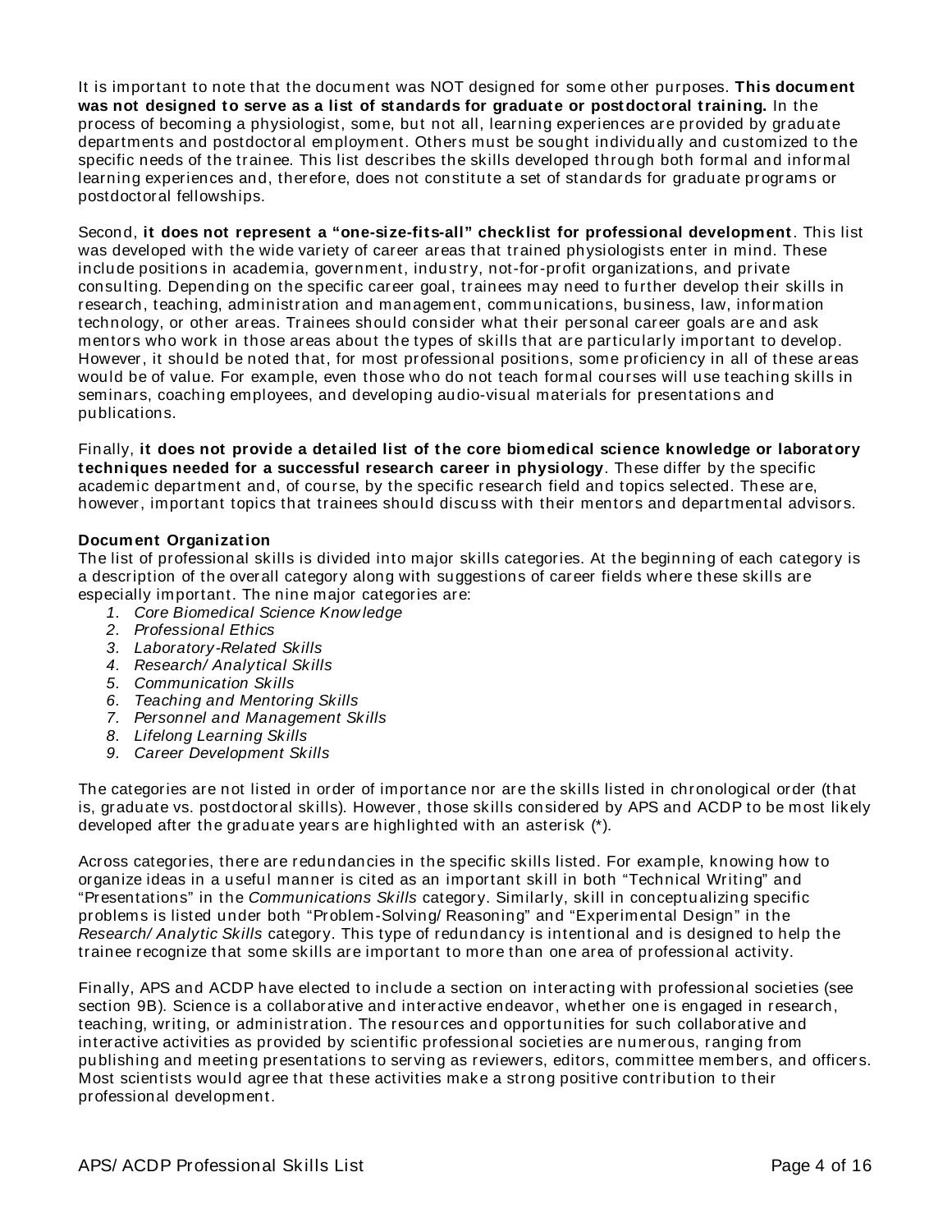It is important to note that the document was NOT designed for some other purposes. **This document was not designed to serve as a list of standards for graduate or postdoctoral training.** In the process of becoming a physiologist, some, but not all, learning experiences are provided by graduate departments and postdoctoral employment. Others must be sought individually and customized to the specific needs of the trainee. This list describes the skills developed through both formal and informal learning experiences and, therefore, does not constitute a set of standards for graduate programs or postdoctoral fellowships.

Second, **it does not represent a "one-size-fits-all" checklist for professional development**. This list was developed with the wide variety of career areas that trained physiologists enter in mind. These include positions in academia, government, industry, not-for-profit organizations, and private consulting. Depending on the specific career goal, trainees may need to further develop their skills in research, teaching, administration and management, communications, business, law, information technology, or other areas. Trainees should consider what their personal career goals are and ask mentors who work in those areas about the types of skills that are particularly important to develop. However, it should be noted that, for most professional positions, some proficiency in all of these areas would be of value. For example, even those who do not teach formal courses will use teaching skills in seminars, coaching employees, and developing audio-visual materials for presentations and publications.

Finally, **it does not provide a detailed list of the core biomedical science knowledge or laboratory techniques needed for a successful research career in physiology**. These differ by the specific academic department and, of course, by the specific research field and topics selected. These are, however, important topics that trainees should discuss with their mentors and departmental advisors.

**Document Organization**

The list of professional skills is divided into major skills categories. At the beginning of each category is a description of the overall category along with suggestions of career fields where these skills are especially important. The nine major categories are:

1. *Core Biomedical Science Knowledge*
2. *Professional Ethics*
3. *Laboratory-Related Skills*
4. *Research/ Analytical Skills*
5. *Communication Skills*
6. *Teaching and Mentoring Skills*
7. *Personnel and Management Skills*
8. *Lifelong Learning Skills*
9. *Career Development Skills*

The categories are not listed in order of importance nor are the skills listed in chronological order (that is, graduate vs. postdoctoral skills). However, those skills considered by APS and ACDP to be most likely developed after the graduate years are highlighted with an asterisk (*).

Across categories, there are redundancies in the specific skills listed. For example, knowing how to organize ideas in a useful manner is cited as an important skill in both "Technical Writing" and "Presentations" in the *Communications Skills* category. Similarly, skill in conceptualizing specific problems is listed under both "Problem-Solving/ Reasoning" and "Experimental Design" in the *Research/ Analytic Skills* category. This type of redundancy is intentional and is designed to help the trainee recognize that some skills are important to more than one area of professional activity.

Finally, APS and ACDP have elected to include a section on interacting with professional societies (see section 9B). Science is a collaborative and interactive endeavor, whether one is engaged in research, teaching, writing, or administration. The resources and opportunities for such collaborative and interactive activities as provided by scientific professional societies are numerous, ranging from publishing and meeting presentations to serving as reviewers, editors, committee members, and officers. Most scientists would agree that these activities make a strong positive contribution to their professional development.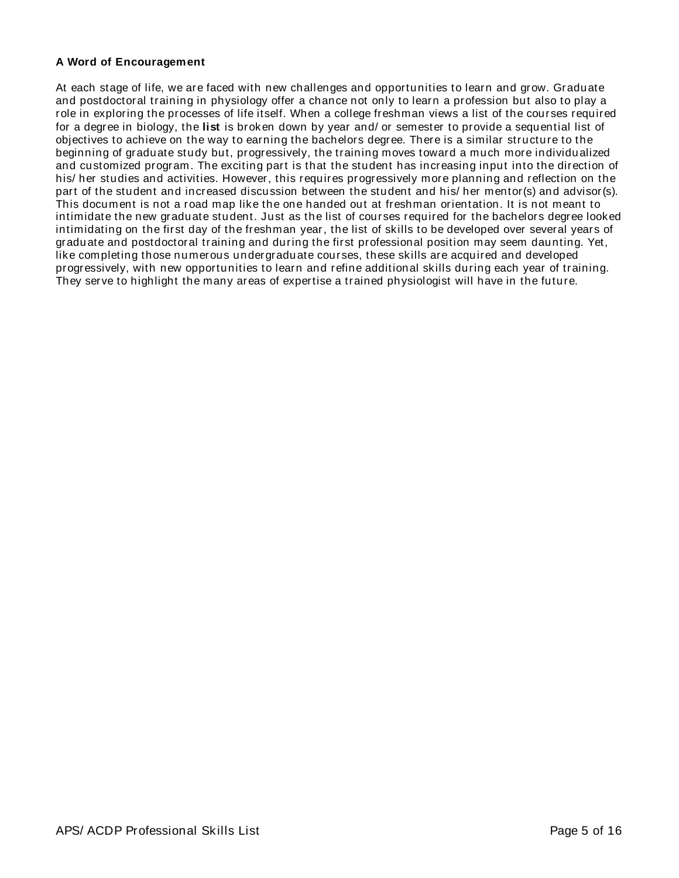**A Word of Encouragement**

At each stage of life, we are faced with new challenges and opportunities to learn and grow. Graduate and postdoctoral training in physiology offer a chance not only to learn a profession but also to play a role in exploring the processes of life itself. When a college freshman views a list of the courses required for a degree in biology, the **list** is broken down by year and/or semester to provide a sequential list of objectives to achieve on the way to earning the bachelors degree. There is a similar structure to the beginning of graduate study but, progressively, the training moves toward a much more individualized and customized program. The exciting part is that the student has increasing input into the direction of his/her studies and activities. However, this requires progressively more planning and reflection on the part of the student and increased discussion between the student and his/her mentor(s) and advisor(s). This document is not a road map like the one handed out at freshman orientation. It is not meant to intimidate the new graduate student. Just as the list of courses required for the bachelors degree looked intimidating on the first day of the freshman year, the list of skills to be developed over several years of graduate and postdoctoral training and during the first professional position may seem daunting. Yet, like completing those numerous undergraduate courses, these skills are acquired and developed progressively, with new opportunities to learn and refine additional skills during each year of training. They serve to highlight the many areas of expertise a trained physiologist will have in the future.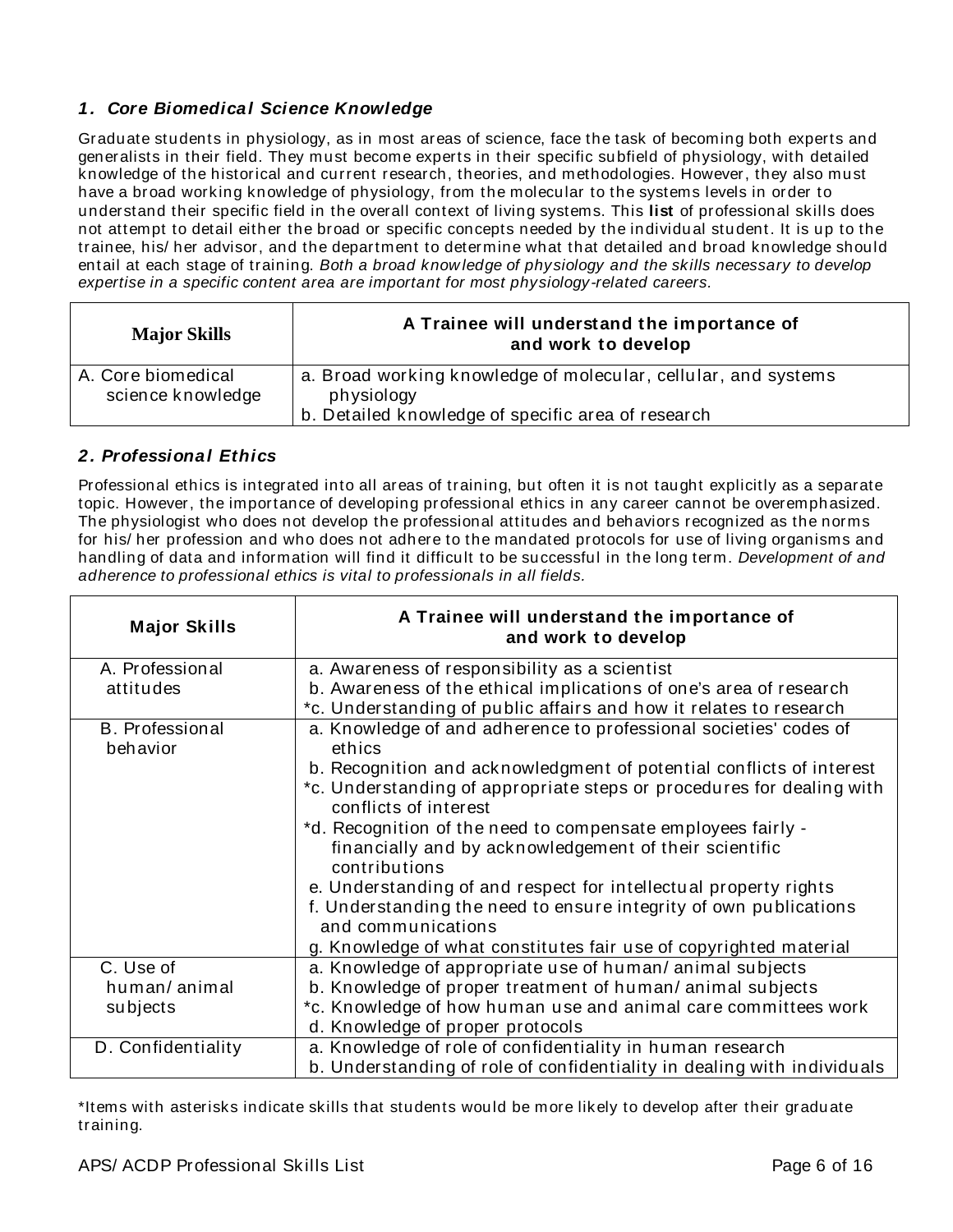### *1. Core Biomedical Science Knowledge*

Graduate students in physiology, as in most areas of science, face the task of becoming both experts and generalists in their field. They must become experts in their specific subfield of physiology, with detailed knowledge of the historical and current research, theories, and methodologies. However, they also must have a broad working knowledge of physiology, from the molecular to the systems levels in order to understand their specific field in the overall context of living systems. This **list** of professional skills does not attempt to detail either the broad or specific concepts needed by the individual student. It is up to the trainee, his/her advisor, and the department to determine what that detailed and broad knowledge should entail at each stage of training. *Both a broad knowledge of physiology and the skills necessary to develop expertise in a specific content area are important for most physiology-related careers.*

| Major Skills | A Trainee will understand the importance of and work to develop |
|---|---|
| A. Core biomedical science knowledge | a. Broad working knowledge of molecular, cellular, and systems physiology<br>b. Detailed knowledge of specific area of research |

### *2. Professional Ethics*

Professional ethics is integrated into all areas of training, but often it is not taught explicitly as a separate topic. However, the importance of developing professional ethics in any career cannot be overemphasized. The physiologist who does not develop the professional attitudes and behaviors recognized as the norms for his/her profession and who does not adhere to the mandated protocols for use of living organisms and handling of data and information will find it difficult to be successful in the long term. *Development of and adherence to professional ethics is vital to professionals in all fields.*

| Major Skills | A Trainee will understand the importance of and work to develop |
|---|---|
| A. Professional attitudes | a. Awareness of responsibility as a scientist<br>b. Awareness of the ethical implications of one's area of research<br>*c. Understanding of public affairs and how it relates to research |
| B. Professional behavior | a. Knowledge of and adherence to professional societies' codes of ethics<br>b. Recognition and acknowledgment of potential conflicts of interest<br>*c. Understanding of appropriate steps or procedures for dealing with conflicts of interest<br>*d. Recognition of the need to compensate employees fairly - financially and by acknowledgement of their scientific contributions<br>e. Understanding of and respect for intellectual property rights<br>f. Understanding the need to ensure integrity of own publications and communications<br>g. Knowledge of what constitutes fair use of copyrighted material |
| C. Use of human/animal subjects | a. Knowledge of appropriate use of human/animal subjects<br>b. Knowledge of proper treatment of human/animal subjects<br>*c. Knowledge of how human use and animal care committees work<br>d. Knowledge of proper protocols |
| D. Confidentiality | a. Knowledge of role of confidentiality in human research<br>b. Understanding of role of confidentiality in dealing with individuals |

*Items with asterisks indicate skills that students would be more likely to develop after their graduate training.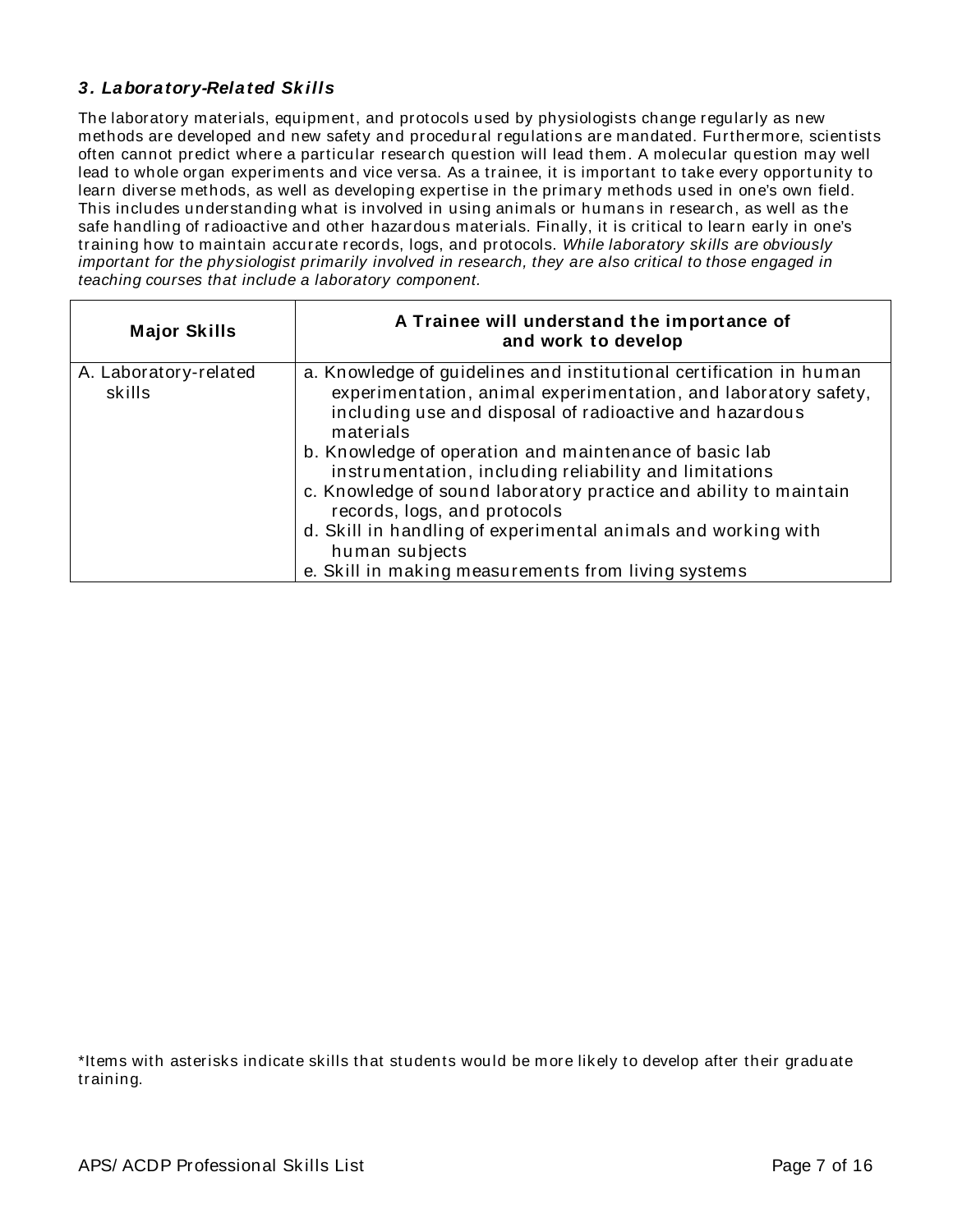### *3. Laboratory-Related Skills*

The laboratory materials, equipment, and protocols used by physiologists change regularly as new methods are developed and new safety and procedural regulations are mandated. Furthermore, scientists often cannot predict where a particular research question will lead them. A molecular question may well lead to whole organ experiments and vice versa. As a trainee, it is important to take every opportunity to learn diverse methods, as well as developing expertise in the primary methods used in one's own field. This includes understanding what is involved in using animals or humans in research, as well as the safe handling of radioactive and other hazardous materials. Finally, it is critical to learn early in one's training how to maintain accurate records, logs, and protocols. *While laboratory skills are obviously important for the physiologist primarily involved in research, they are also critical to those engaged in teaching courses that include a laboratory component.*

| **Major Skills** | **A Trainee will understand the importance of and work to develop** |
|---|---|
| A. Laboratory-related skills | a. Knowledge of guidelines and institutional certification in human experimentation, animal experimentation, and laboratory safety, including use and disposal of radioactive and hazardous materials<br>b. Knowledge of operation and maintenance of basic lab instrumentation, including reliability and limitations<br>c. Knowledge of sound laboratory practice and ability to maintain records, logs, and protocols<br>d. Skill in handling of experimental animals and working with human subjects<br>e. Skill in making measurements from living systems |

*Items with asterisks indicate skills that students would be more likely to develop after their graduate training.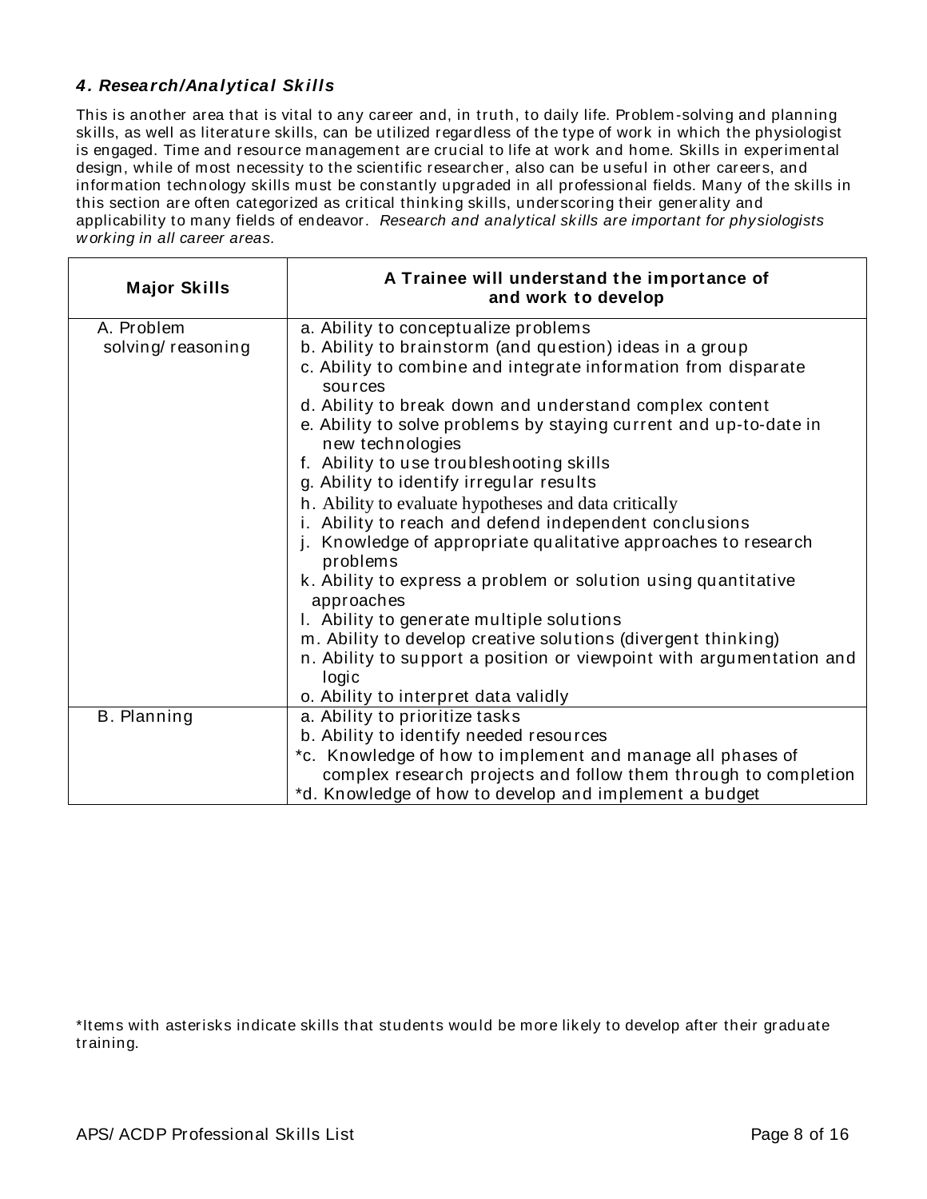### *4. Research/Analytical Skills*

This is another area that is vital to any career and, in truth, to daily life. Problem-solving and planning skills, as well as literature skills, can be utilized regardless of the type of work in which the physiologist is engaged. Time and resource management are crucial to life at work and home. Skills in experimental design, while of most necessity to the scientific researcher, also can be useful in other careers, and information technology skills must be constantly upgraded in all professional fields. Many of the skills in this section are often categorized as critical thinking skills, underscoring their generality and applicability to many fields of endeavor. *Research and analytical skills are important for physiologists working in all career areas.*

| Major Skills | A Trainee will understand the importance of and work to develop |
|---|---|
| A. Problem solving/ reasoning | a. Ability to conceptualize problems<br>b. Ability to brainstorm (and question) ideas in a group<br>c. Ability to combine and integrate information from disparate sources<br>d. Ability to break down and understand complex content<br>e. Ability to solve problems by staying current and up-to-date in new technologies<br>f. Ability to use troubleshooting skills<br>g. Ability to identify irregular results<br>h. Ability to evaluate hypotheses and data critically<br>i. Ability to reach and defend independent conclusions<br>j. Knowledge of appropriate qualitative approaches to research problems<br>k. Ability to express a problem or solution using quantitative approaches<br>l. Ability to generate multiple solutions<br>m. Ability to develop creative solutions (divergent thinking)<br>n. Ability to support a position or viewpoint with argumentation and logic<br>o. Ability to interpret data validly |
| B. Planning | a. Ability to prioritize tasks<br>b. Ability to identify needed resources<br>*c. Knowledge of how to implement and manage all phases of complex research projects and follow them through to completion<br>*d. Knowledge of how to develop and implement a budget |

*Items with asterisks indicate skills that students would be more likely to develop after their graduate training.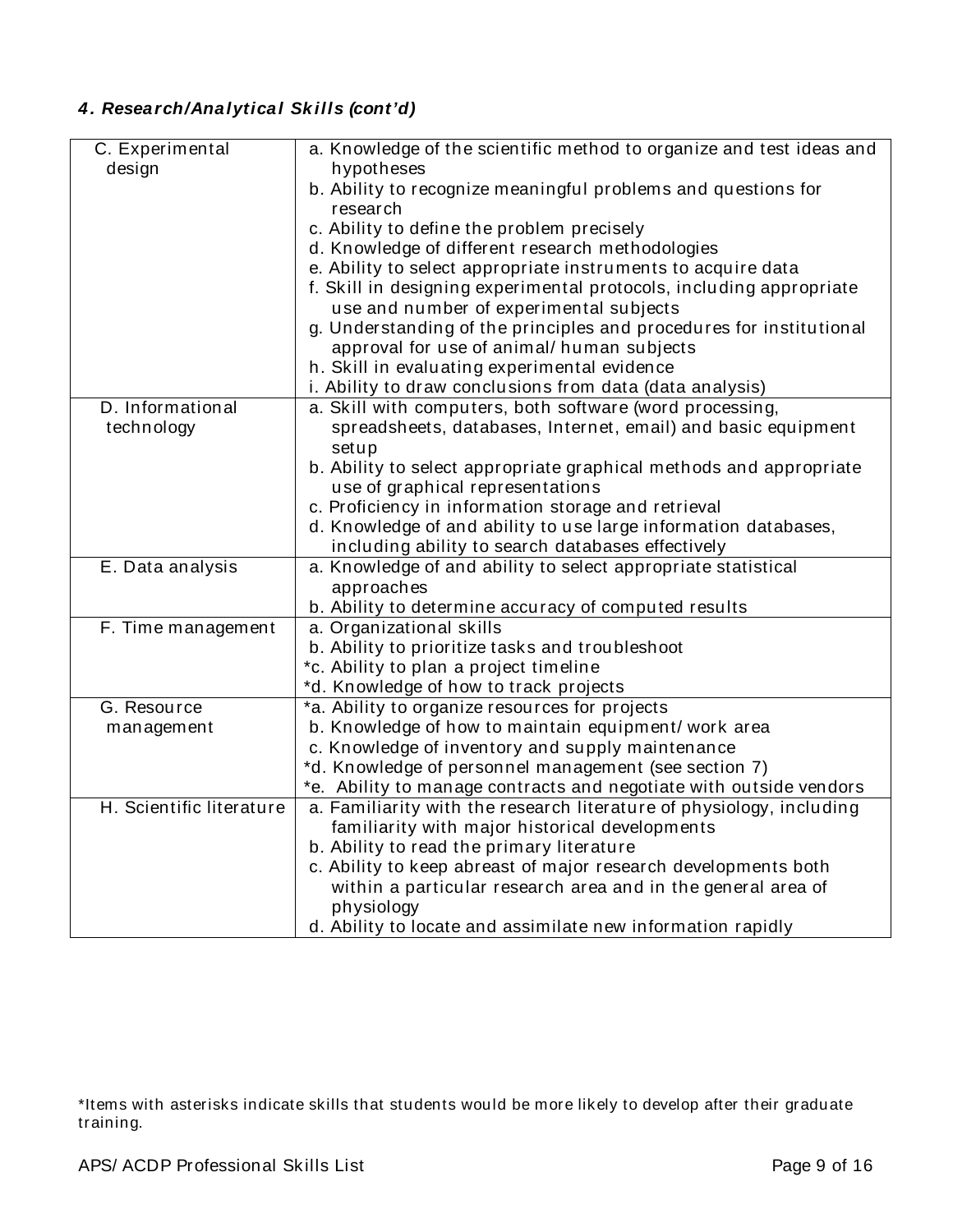#### *4. Research/Analytical Skills (cont'd)*

| | |
|---|---|
| C. Experimental design | a. Knowledge of the scientific method to organize and test ideas and hypotheses<br>b. Ability to recognize meaningful problems and questions for research<br>c. Ability to define the problem precisely<br>d. Knowledge of different research methodologies<br>e. Ability to select appropriate instruments to acquire data<br>f. Skill in designing experimental protocols, including appropriate use and number of experimental subjects<br>g. Understanding of the principles and procedures for institutional approval for use of animal/ human subjects<br>h. Skill in evaluating experimental evidence<br>i. Ability to draw conclusions from data (data analysis) |
| D. Informational technology | a. Skill with computers, both software (word processing, spreadsheets, databases, Internet, email) and basic equipment setup<br>b. Ability to select appropriate graphical methods and appropriate use of graphical representations<br>c. Proficiency in information storage and retrieval<br>d. Knowledge of and ability to use large information databases, including ability to search databases effectively |
| E. Data analysis | a. Knowledge of and ability to select appropriate statistical approaches<br>b. Ability to determine accuracy of computed results |
| F. Time management | a. Organizational skills<br>b. Ability to prioritize tasks and troubleshoot<br>*c. Ability to plan a project timeline<br>*d. Knowledge of how to track projects |
| G. Resource management | *a. Ability to organize resources for projects<br>b. Knowledge of how to maintain equipment/ work area<br>c. Knowledge of inventory and supply maintenance<br>*d. Knowledge of personnel management (see section 7)<br>*e. Ability to manage contracts and negotiate with outside vendors |
| H. Scientific literature | a. Familiarity with the research literature of physiology, including familiarity with major historical developments<br>b. Ability to read the primary literature<br>c. Ability to keep abreast of major research developments both within a particular research area and in the general area of physiology<br>d. Ability to locate and assimilate new information rapidly |

*Items with asterisks indicate skills that students would be more likely to develop after their graduate training.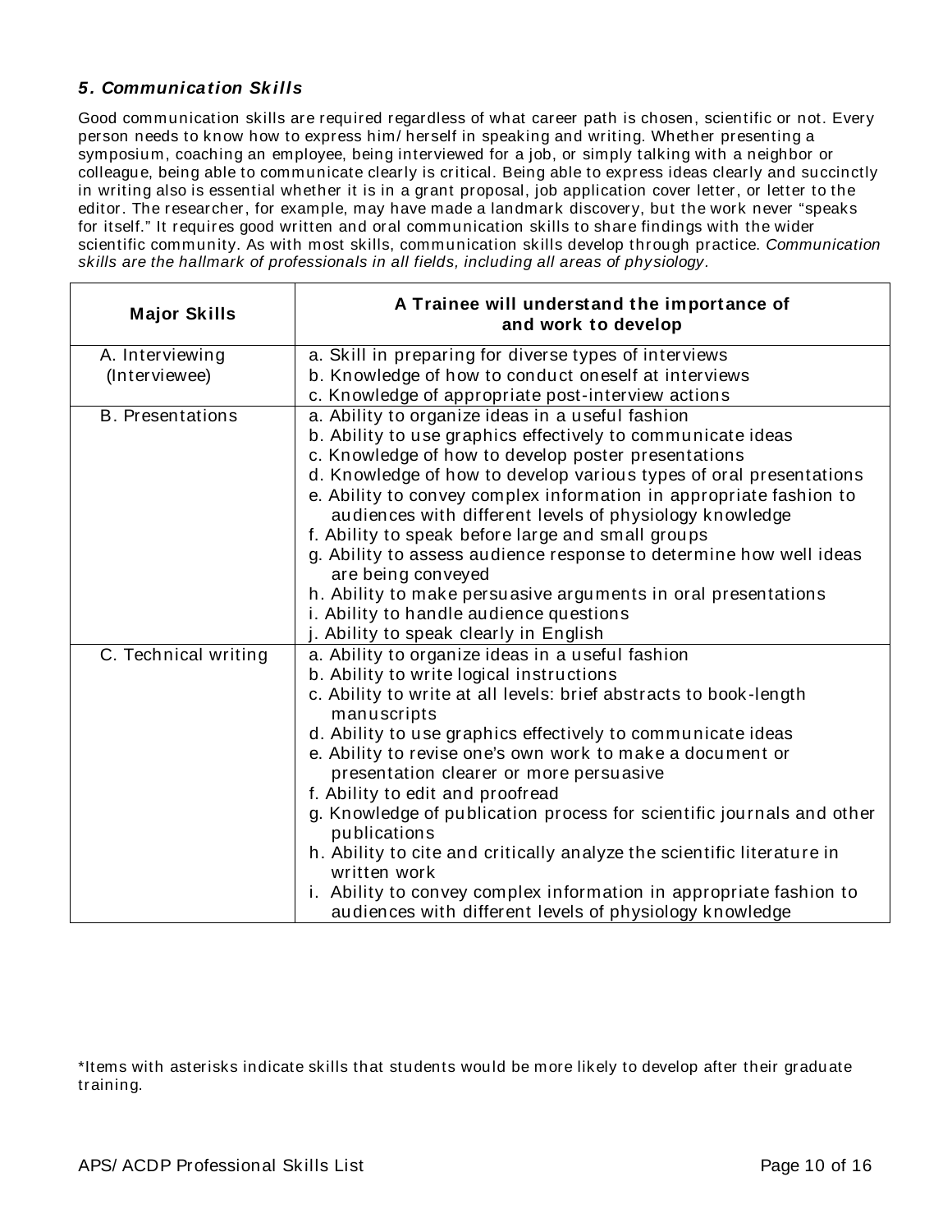### *5. Communication Skills*

Good communication skills are required regardless of what career path is chosen, scientific or not. Every person needs to know how to express him/herself in speaking and writing. Whether presenting a symposium, coaching an employee, being interviewed for a job, or simply talking with a neighbor or colleague, being able to communicate clearly is critical. Being able to express ideas clearly and succinctly in writing also is essential whether it is in a grant proposal, job application cover letter, or letter to the editor. The researcher, for example, may have made a landmark discovery, but the work never "speaks for itself." It requires good written and oral communication skills to share findings with the wider scientific community. As with most skills, communication skills develop through practice. *Communication skills are the hallmark of professionals in all fields, including all areas of physiology*.

| Major Skills | A Trainee will understand the importance of and work to develop |
|---|---|
| A. Interviewing (Interviewee) | a. Skill in preparing for diverse types of interviews<br>b. Knowledge of how to conduct oneself at interviews<br>c. Knowledge of appropriate post-interview actions |
| B. Presentations | a. Ability to organize ideas in a useful fashion<br>b. Ability to use graphics effectively to communicate ideas<br>c. Knowledge of how to develop poster presentations<br>d. Knowledge of how to develop various types of oral presentations<br>e. Ability to convey complex information in appropriate fashion to audiences with different levels of physiology knowledge<br>f. Ability to speak before large and small groups<br>g. Ability to assess audience response to determine how well ideas are being conveyed<br>h. Ability to make persuasive arguments in oral presentations<br>i. Ability to handle audience questions<br>j. Ability to speak clearly in English |
| C. Technical writing | a. Ability to organize ideas in a useful fashion<br>b. Ability to write logical instructions<br>c. Ability to write at all levels: brief abstracts to book-length manuscripts<br>d. Ability to use graphics effectively to communicate ideas<br>e. Ability to revise one's own work to make a document or presentation clearer or more persuasive<br>f. Ability to edit and proofread<br>g. Knowledge of publication process for scientific journals and other publications<br>h. Ability to cite and critically analyze the scientific literature in written work<br>i. Ability to convey complex information in appropriate fashion to audiences with different levels of physiology knowledge |

*Items with asterisks indicate skills that students would be more likely to develop after their graduate training.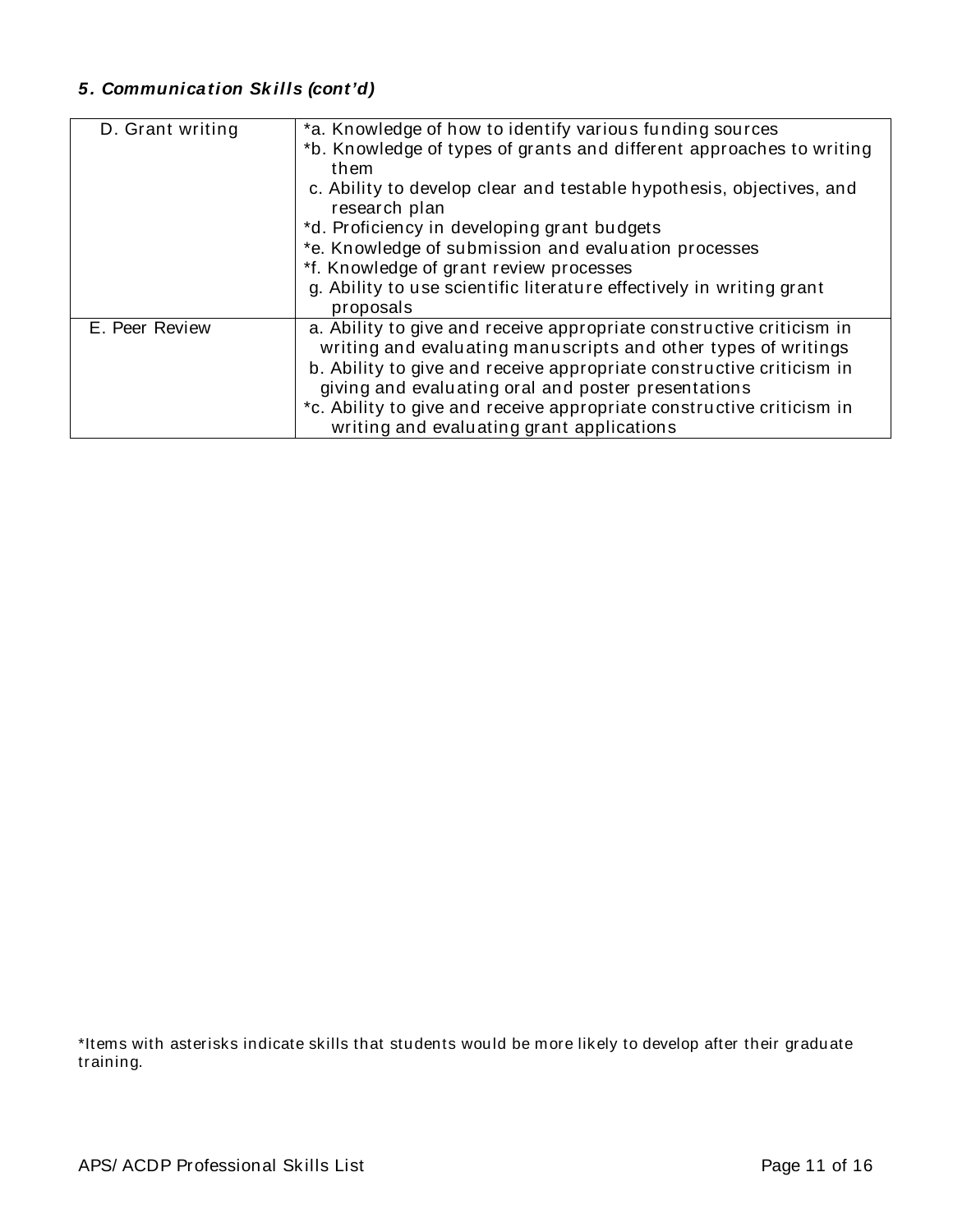### *5. Communication Skills (cont'd)*

| | |
|---|---|
| D. Grant writing | *a. Knowledge of how to identify various funding sources<br>*b. Knowledge of types of grants and different approaches to writing them<br>c. Ability to develop clear and testable hypothesis, objectives, and research plan<br>*d. Proficiency in developing grant budgets<br>*e. Knowledge of submission and evaluation processes<br>*f. Knowledge of grant review processes<br>g. Ability to use scientific literature effectively in writing grant proposals |
| E. Peer Review | a. Ability to give and receive appropriate constructive criticism in writing and evaluating manuscripts and other types of writings<br>b. Ability to give and receive appropriate constructive criticism in giving and evaluating oral and poster presentations<br>*c. Ability to give and receive appropriate constructive criticism in writing and evaluating grant applications |

*Items with asterisks indicate skills that students would be more likely to develop after their graduate training.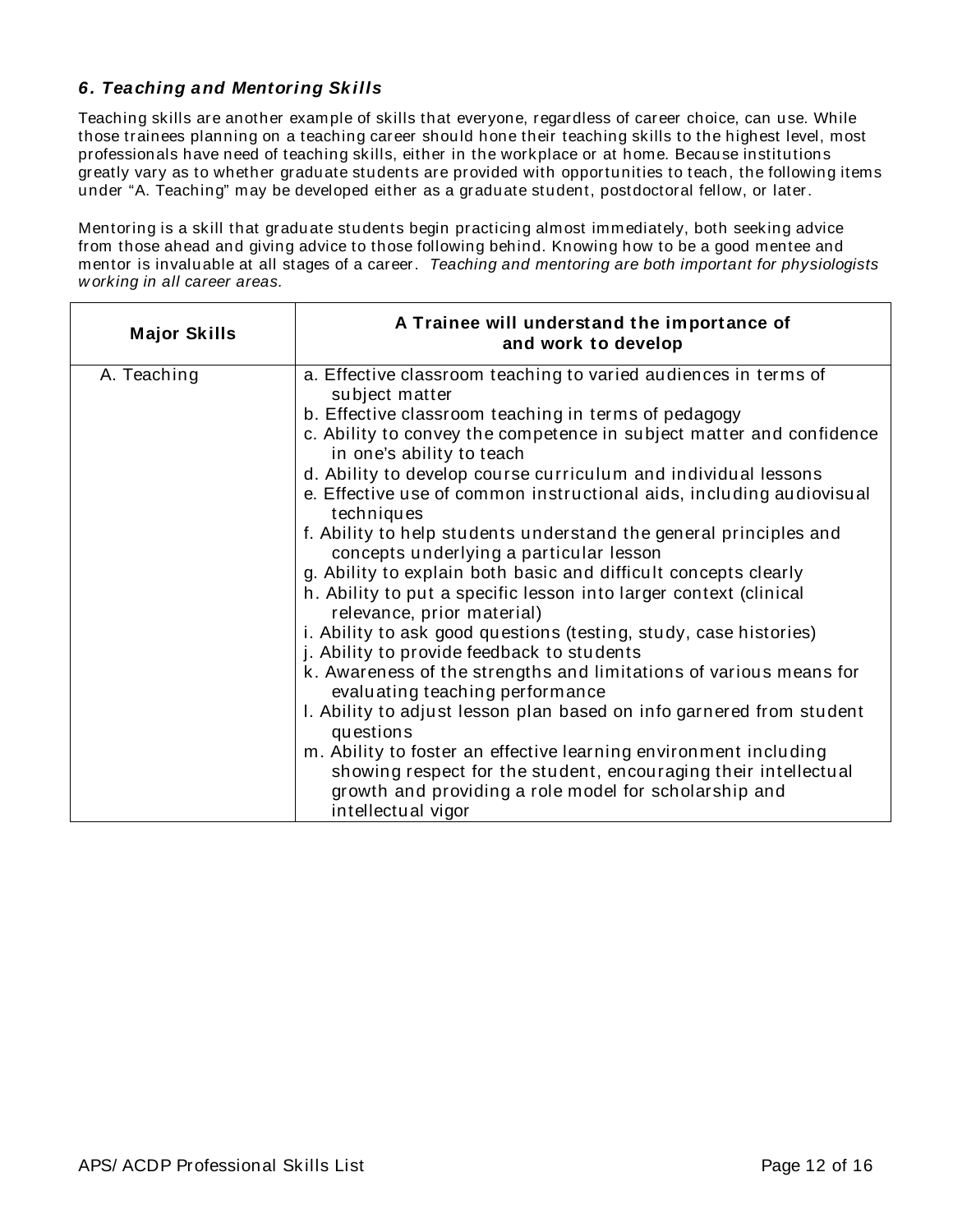### *6. Teaching and Mentoring Skills*

Teaching skills are another example of skills that everyone, regardless of career choice, can use. While those trainees planning on a teaching career should hone their teaching skills to the highest level, most professionals have need of teaching skills, either in the workplace or at home. Because institutions greatly vary as to whether graduate students are provided with opportunities to teach, the following items under "A. Teaching" may be developed either as a graduate student, postdoctoral fellow, or later.

Mentoring is a skill that graduate students begin practicing almost immediately, both seeking advice from those ahead and giving advice to those following behind. Knowing how to be a good mentee and mentor is invaluable at all stages of a career. *Teaching and mentoring are both important for physiologists working in all career areas.*

| Major Skills | A Trainee will understand the importance of and work to develop |
| --- | --- |
| A. Teaching | a. Effective classroom teaching to varied audiences in terms of subject matter<br>b. Effective classroom teaching in terms of pedagogy<br>c. Ability to convey the competence in subject matter and confidence in one's ability to teach<br>d. Ability to develop course curriculum and individual lessons<br>e. Effective use of common instructional aids, including audiovisual techniques<br>f. Ability to help students understand the general principles and concepts underlying a particular lesson<br>g. Ability to explain both basic and difficult concepts clearly<br>h. Ability to put a specific lesson into larger context (clinical relevance, prior material)<br>i. Ability to ask good questions (testing, study, case histories)<br>j. Ability to provide feedback to students<br>k. Awareness of the strengths and limitations of various means for evaluating teaching performance<br>l. Ability to adjust lesson plan based on info garnered from student questions<br>m. Ability to foster an effective learning environment including showing respect for the student, encouraging their intellectual growth and providing a role model for scholarship and intellectual vigor |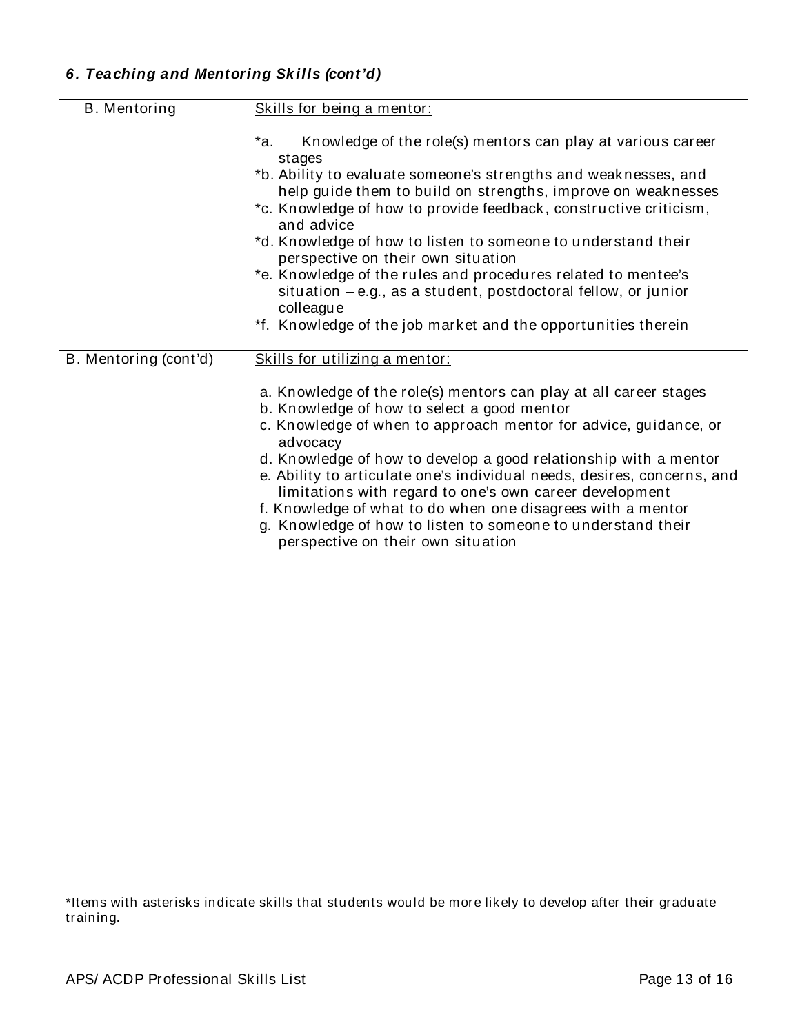### *6. Teaching and Mentoring Skills (cont'd)*

| | |
|---|---|
| B. Mentoring | <u>Skills for being a mentor:</u><br><br>*a. Knowledge of the role(s) mentors can play at various career stages<br>*b. Ability to evaluate someone's strengths and weaknesses, and help guide them to build on strengths, improve on weaknesses<br>*c. Knowledge of how to provide feedback, constructive criticism, and advice<br>*d. Knowledge of how to listen to someone to understand their perspective on their own situation<br>*e. Knowledge of the rules and procedures related to mentee's situation – e.g., as a student, postdoctoral fellow, or junior colleague<br>*f. Knowledge of the job market and the opportunities therein |
| B. Mentoring (cont'd) | <u>Skills for utilizing a mentor:</u><br><br>a. Knowledge of the role(s) mentors can play at all career stages<br>b. Knowledge of how to select a good mentor<br>c. Knowledge of when to approach mentor for advice, guidance, or advocacy<br>d. Knowledge of how to develop a good relationship with a mentor<br>e. Ability to articulate one's individual needs, desires, concerns, and limitations with regard to one's own career development<br>f. Knowledge of what to do when one disagrees with a mentor<br>g. Knowledge of how to listen to someone to understand their perspective on their own situation |

*Items with asterisks indicate skills that students would be more likely to develop after their graduate training.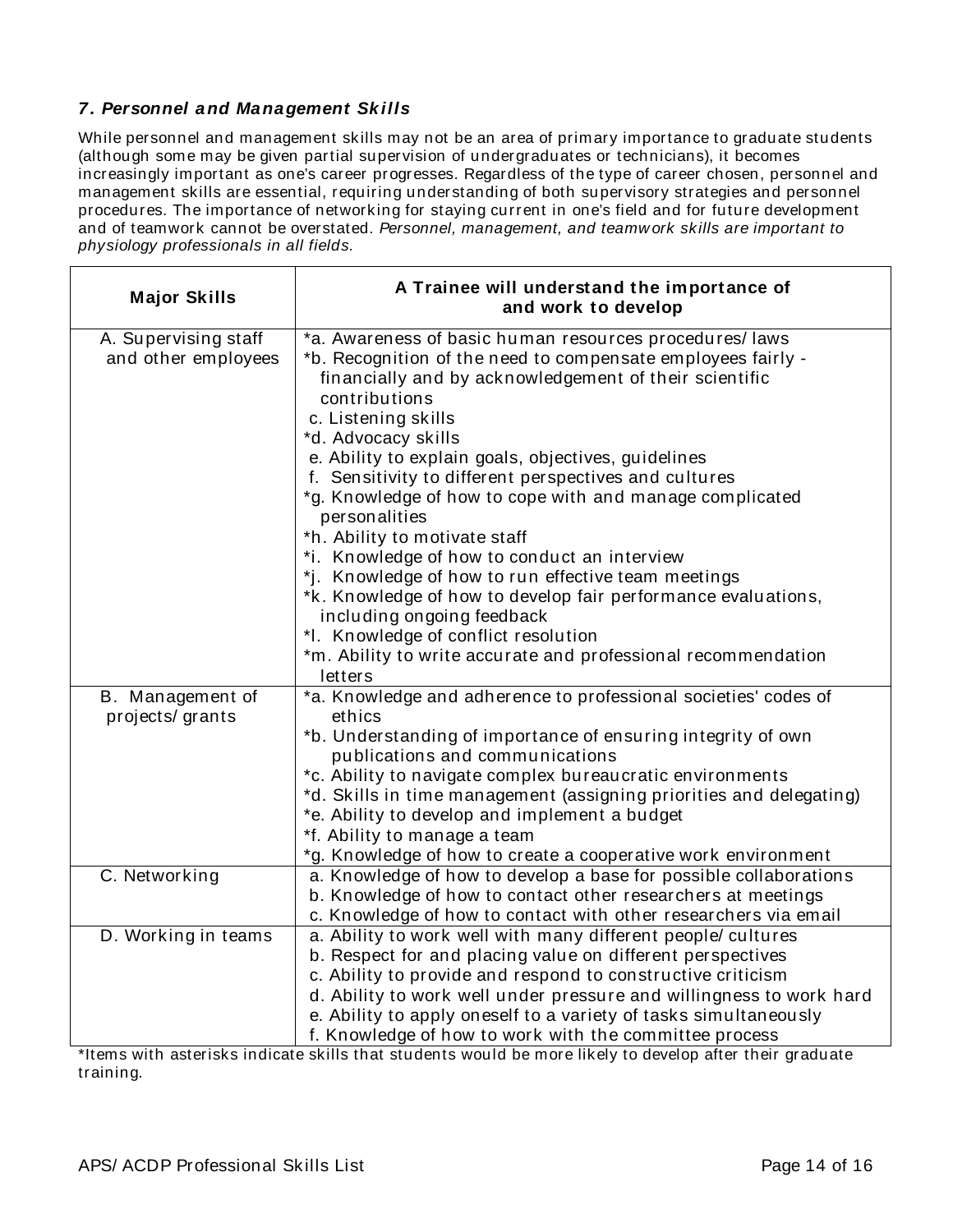### *7. Personnel and Management Skills*

While personnel and management skills may not be an area of primary importance to graduate students (although some may be given partial supervision of undergraduates or technicians), it becomes increasingly important as one's career progresses. Regardless of the type of career chosen, personnel and management skills are essential, requiring understanding of both supervisory strategies and personnel procedures. The importance of networking for staying current in one's field and for future development and of teamwork cannot be overstated. *Personnel, management, and teamwork skills are important to physiology professionals in all fields.*

| Major Skills | A Trainee will understand the importance of and work to develop |
|---|---|
| A. Supervising staff and other employees | *a. Awareness of basic human resources procedures/ laws<br>*b. Recognition of the need to compensate employees fairly - financially and by acknowledgement of their scientific contributions<br>c. Listening skills<br>*d. Advocacy skills<br>e. Ability to explain goals, objectives, guidelines<br>f. Sensitivity to different perspectives and cultures<br>*g. Knowledge of how to cope with and manage complicated personalities<br>*h. Ability to motivate staff<br>*i. Knowledge of how to conduct an interview<br>*j. Knowledge of how to run effective team meetings<br>*k. Knowledge of how to develop fair performance evaluations, including ongoing feedback<br>*l. Knowledge of conflict resolution<br>*m. Ability to write accurate and professional recommendation letters |
| B. Management of projects/ grants | *a. Knowledge and adherence to professional societies' codes of ethics<br>*b. Understanding of importance of ensuring integrity of own publications and communications<br>*c. Ability to navigate complex bureaucratic environments<br>*d. Skills in time management (assigning priorities and delegating)<br>*e. Ability to develop and implement a budget<br>*f. Ability to manage a team<br>*g. Knowledge of how to create a cooperative work environment |
| C. Networking | a. Knowledge of how to develop a base for possible collaborations<br>b. Knowledge of how to contact other researchers at meetings<br>c. Knowledge of how to contact with other researchers via email |
| D. Working in teams | a. Ability to work well with many different people/ cultures<br>b. Respect for and placing value on different perspectives<br>c. Ability to provide and respond to constructive criticism<br>d. Ability to work well under pressure and willingness to work hard<br>e. Ability to apply oneself to a variety of tasks simultaneously<br>f. Knowledge of how to work with the committee process |

*Items with asterisks indicate skills that students would be more likely to develop after their graduate training.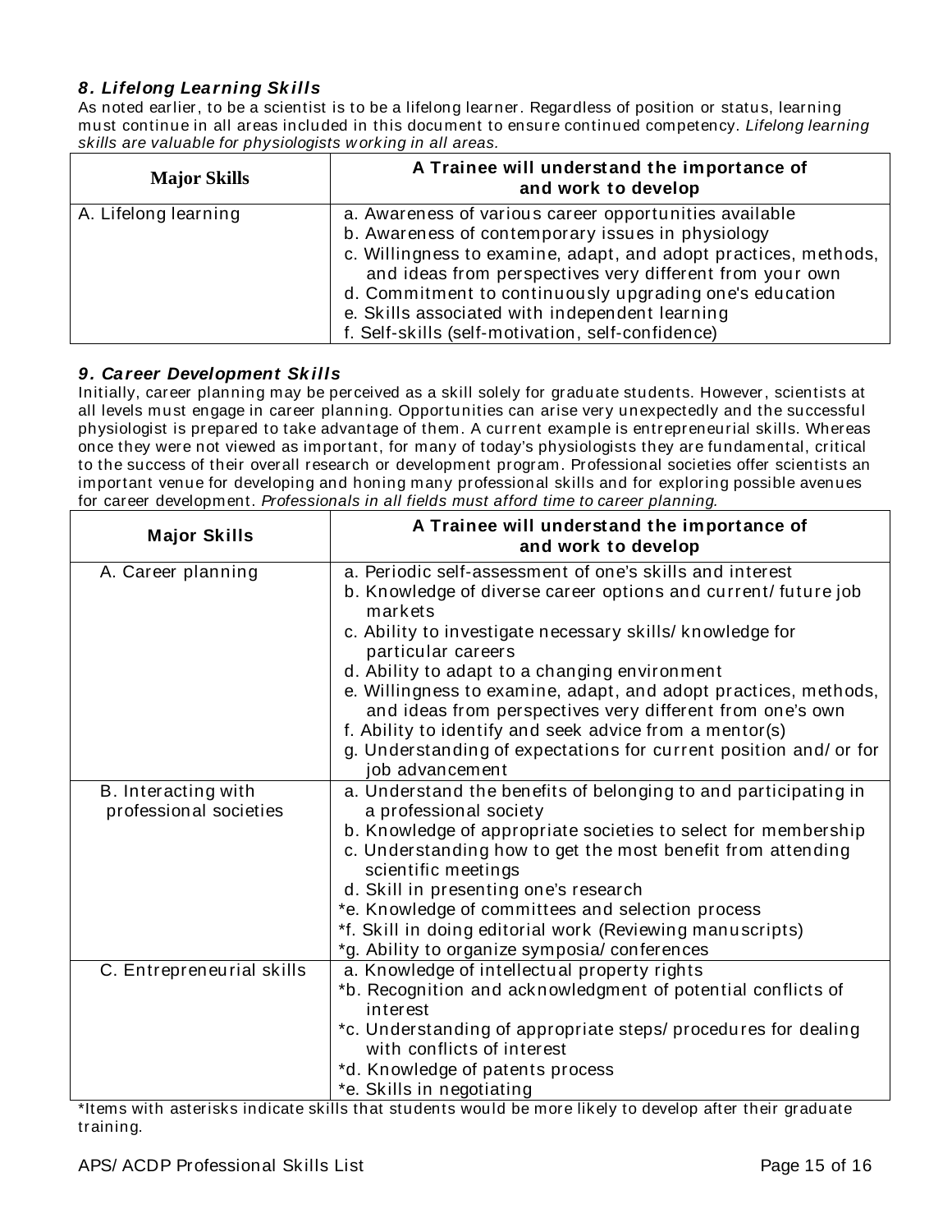### *8. Lifelong Learning Skills*

As noted earlier, to be a scientist is to be a lifelong learner. Regardless of position or status, learning must continue in all areas included in this document to ensure continued competency. *Lifelong learning skills are valuable for physiologists working in all areas.*

| Major Skills | A Trainee will understand the importance of and work to develop |
|---|---|
| A. Lifelong learning | a. Awareness of various career opportunities available<br>b. Awareness of contemporary issues in physiology<br>c. Willingness to examine, adapt, and adopt practices, methods, and ideas from perspectives very different from your own<br>d. Commitment to continuously upgrading one's education<br>e. Skills associated with independent learning<br>f. Self-skills (self-motivation, self-confidence) |

### *9. Career Development Skills*

Initially, career planning may be perceived as a skill solely for graduate students. However, scientists at all levels must engage in career planning. Opportunities can arise very unexpectedly and the successful physiologist is prepared to take advantage of them. A current example is entrepreneurial skills. Whereas once they were not viewed as important, for many of today's physiologists they are fundamental, critical to the success of their overall research or development program. Professional societies offer scientists an important venue for developing and honing many professional skills and for exploring possible avenues for career development. *Professionals in all fields must afford time to career planning.*

| Major Skills | A Trainee will understand the importance of and work to develop |
|---|---|
| A. Career planning | a. Periodic self-assessment of one's skills and interest<br>b. Knowledge of diverse career options and current/ future job markets<br>c. Ability to investigate necessary skills/ knowledge for particular careers<br>d. Ability to adapt to a changing environment<br>e. Willingness to examine, adapt, and adopt practices, methods, and ideas from perspectives very different from one's own<br>f. Ability to identify and seek advice from a mentor(s)<br>g. Understanding of expectations for current position and/ or for job advancement |
| B. Interacting with professional societies | a. Understand the benefits of belonging to and participating in a professional society<br>b. Knowledge of appropriate societies to select for membership<br>c. Understanding how to get the most benefit from attending scientific meetings<br>d. Skill in presenting one's research<br>*e. Knowledge of committees and selection process<br>*f. Skill in doing editorial work (Reviewing manuscripts)<br>*g. Ability to organize symposia/ conferences |
| C. Entrepreneurial skills | a. Knowledge of intellectual property rights<br>*b. Recognition and acknowledgment of potential conflicts of interest<br>*c. Understanding of appropriate steps/ procedures for dealing with conflicts of interest<br>*d. Knowledge of patents process<br>*e. Skills in negotiating |

*Items with asterisks indicate skills that students would be more likely to develop after their graduate training.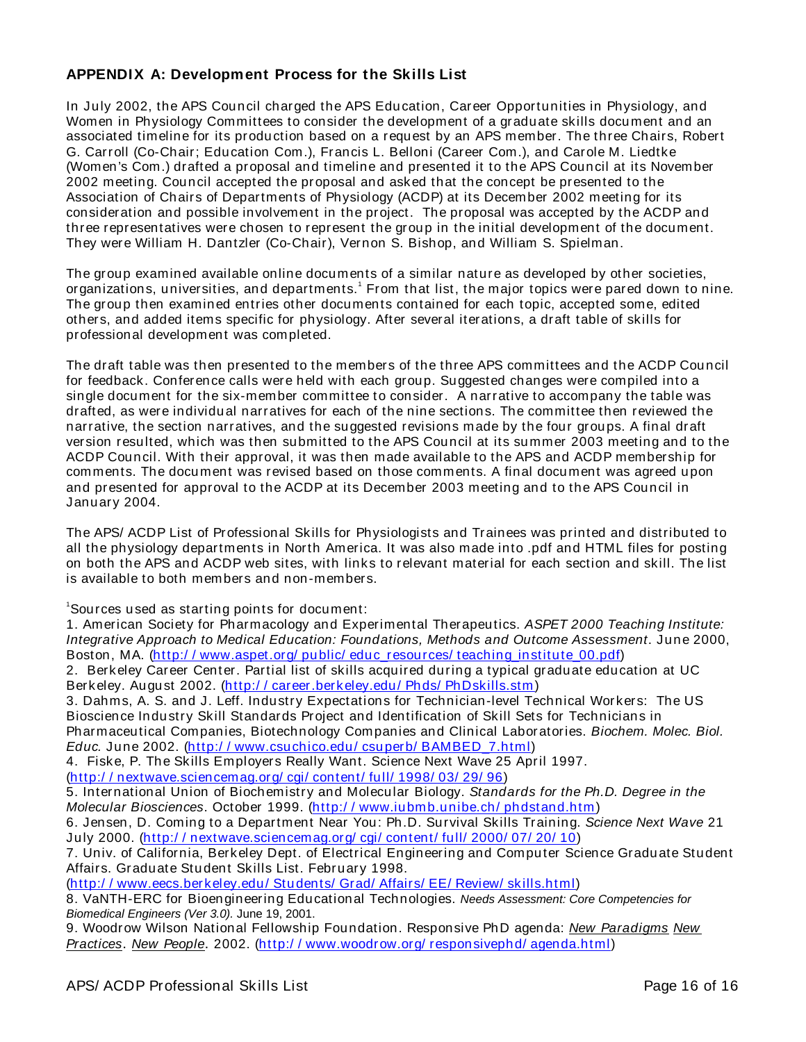## APPENDIX A: Development Process for the Skills List

In July 2002, the APS Council charged the APS Education, Career Opportunities in Physiology, and Women in Physiology Committees to consider the development of a graduate skills document and an associated timeline for its production based on a request by an APS member. The three Chairs, Robert G. Carroll (Co-Chair; Education Com.), Francis L. Belloni (Career Com.), and Carole M. Liedtke (Women's Com.) drafted a proposal and timeline and presented it to the APS Council at its November 2002 meeting. Council accepted the proposal and asked that the concept be presented to the Association of Chairs of Departments of Physiology (ACDP) at its December 2002 meeting for its consideration and possible involvement in the project. The proposal was accepted by the ACDP and three representatives were chosen to represent the group in the initial development of the document. They were William H. Dantzler (Co-Chair), Vernon S. Bishop, and William S. Spielman.

The group examined available online documents of a similar nature as developed by other societies, organizations, universities, and departments.[1] From that list, the major topics were pared down to nine. The group then examined entries other documents contained for each topic, accepted some, edited others, and added items specific for physiology. After several iterations, a draft table of skills for professional development was completed.

The draft table was then presented to the members of the three APS committees and the ACDP Council for feedback. Conference calls were held with each group. Suggested changes were compiled into a single document for the six-member committee to consider. A narrative to accompany the table was drafted, as were individual narratives for each of the nine sections. The committee then reviewed the narrative, the section narratives, and the suggested revisions made by the four groups. A final draft version resulted, which was then submitted to the APS Council at its summer 2003 meeting and to the ACDP Council. With their approval, it was then made available to the APS and ACDP membership for comments. The document was revised based on those comments. A final document was agreed upon and presented for approval to the ACDP at its December 2003 meeting and to the APS Council in January 2004.

The APS/ACDP List of Professional Skills for Physiologists and Trainees was printed and distributed to all the physiology departments in North America. It was also made into .pdf and HTML files for posting on both the APS and ACDP web sites, with links to relevant material for each section and skill. The list is available to both members and non-members.

[1]Sources used as starting points for document:

1. American Society for Pharmacology and Experimental Therapeutics. *ASPET 2000 Teaching Institute: Integrative Approach to Medical Education: Foundations, Methods and Outcome Assessment*. June 2000, Boston, MA. (http://www.aspet.org/public/educ_resources/teaching_institute_00.pdf)
2. Berkeley Career Center. Partial list of skills acquired during a typical graduate education at UC Berkeley. August 2002. (http://career.berkeley.edu/Phds/PhDskills.stm)
3. Dahms, A. S. and J. Leff. Industry Expectations for Technician-level Technical Workers: The US Bioscience Industry Skill Standards Project and Identification of Skill Sets for Technicians in Pharmaceutical Companies, Biotechnology Companies and Clinical Laboratories. *Biochem. Molec. Biol. Educ.* June 2002. (http://www.csuchico.edu/csuperb/BAMBED_7.html)
4. Fiske, P. The Skills Employers Really Want. Science Next Wave 25 April 1997. (http://nextwave.sciencemag.org/cgi/content/full/1998/03/29/96)
5. International Union of Biochemistry and Molecular Biology. *Standards for the Ph.D. Degree in the Molecular Biosciences*. October 1999. (http://www.iubmb.unibe.ch/phdstand.htm)
6. Jensen, D. Coming to a Department Near You: Ph.D. Survival Skills Training. *Science Next Wave* 21 July 2000. (http://nextwave.sciencemag.org/cgi/content/full/2000/07/20/10)
7. Univ. of California, Berkeley Dept. of Electrical Engineering and Computer Science Graduate Student Affairs. Graduate Student Skills List. February 1998. (http://www.eecs.berkeley.edu/Students/Grad/Affairs/EE/Review/skills.html)
8. VaNTH-ERC for Bioengineering Educational Technologies. *Needs Assessment: Core Competencies for Biomedical Engineers (Ver 3.0).* June 19, 2001.
9. Woodrow Wilson National Fellowship Foundation. Responsive PhD agenda: *New Paradigms New Practices*. *New People*. 2002. (http://www.woodrow.org/responsivephd/agenda.html)